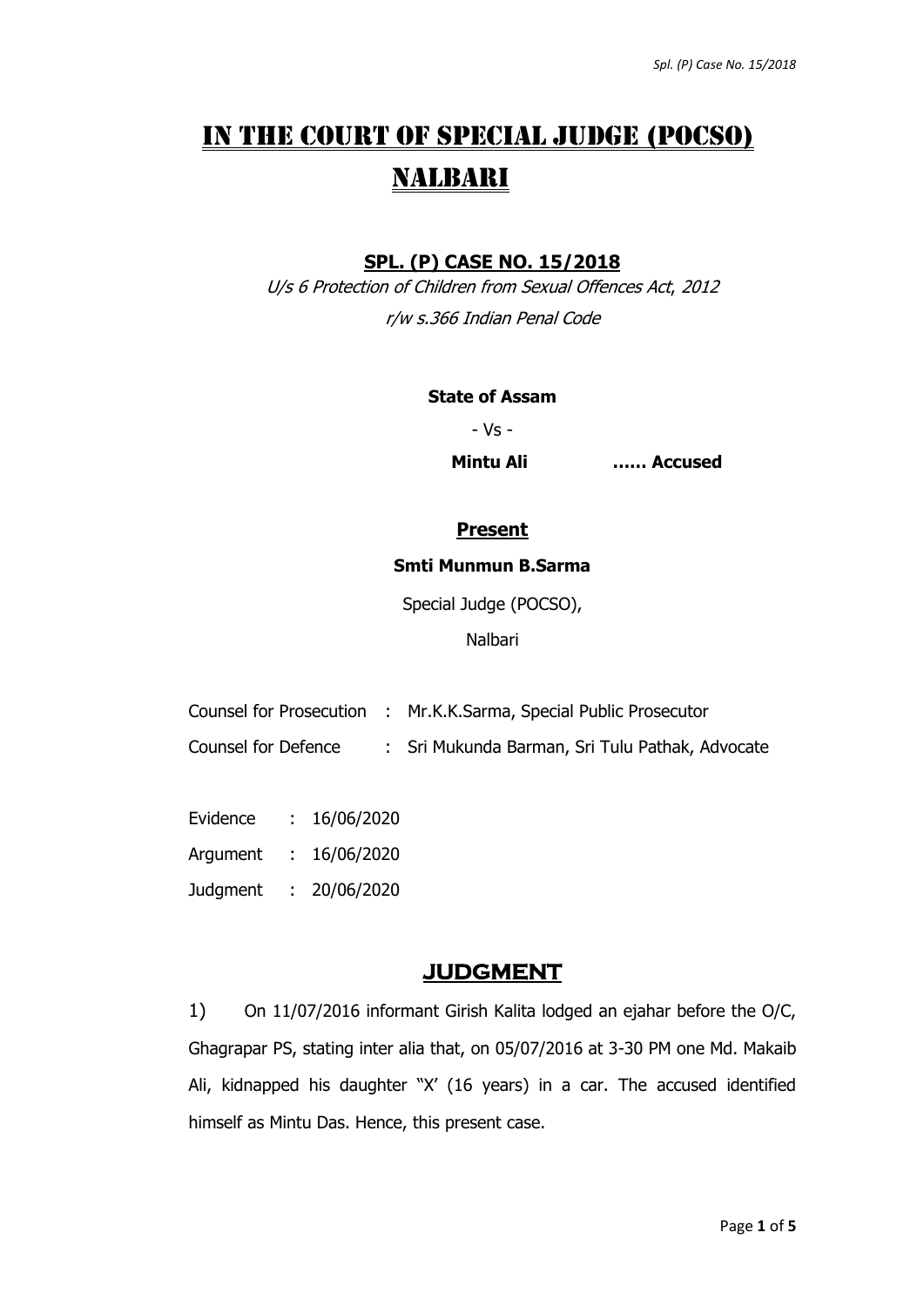# IN THE COURT OF SPECIAL JUDGE (POCSO) NALBARI

**SPL. (P) CASE NO. 15/2018**

*U/s 6 Protection of Children from Sexual Offences Act, 2012*

*r/w s.366 Indian Penal Code*

**State of Assam**

\- Vs -

**Mintu Ali ...... Accused**

**Present**

**Smti Munmun B.Sarma**

Special Judge (POCSO),

Nalbari

Counsel for Prosecution : Mr.K.K.Sarma, Special Public Prosecutor

Counsel for Defence : Sri Mukunda Barman, Sri Tulu Pathak, Advocate

Evidence : 16/06/2020

Argument : 16/06/2020

Judgment : 20/06/2020

## JUDGMENT

1) On 11/07/2016 informant Girish Kalita lodged an ejahar before the O/C, Ghagrapar PS, stating inter alia that, on 05/07/2016 at 3-30 PM one Md. Makaib Ali, kidnapped his daughter "X' (16 years) in a car. The accused identified himself as Mintu Das. Hence, this present case.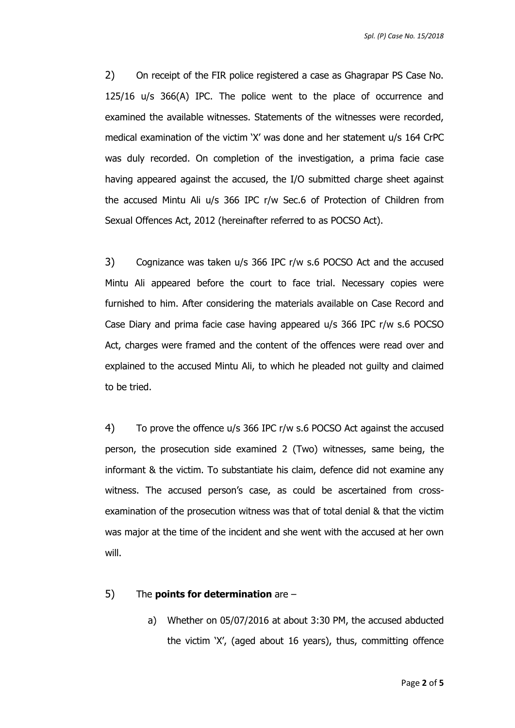2) On receipt of the FIR police registered a case as Ghagrapar PS Case No. 125/16 u/s 366(A) IPC. The police went to the place of occurrence and examined the available witnesses. Statements of the witnesses were recorded, medical examination of the victim 'X' was done and her statement u/s 164 CrPC was duly recorded. On completion of the investigation, a prima facie case having appeared against the accused, the I/O submitted charge sheet against the accused Mintu Ali u/s 366 IPC r/w Sec.6 of Protection of Children from Sexual Offences Act, 2012 (hereinafter referred to as POCSO Act).

3) Cognizance was taken u/s 366 IPC r/w s.6 POCSO Act and the accused Mintu Ali appeared before the court to face trial. Necessary copies were furnished to him. After considering the materials available on Case Record and Case Diary and prima facie case having appeared u/s 366 IPC r/w s.6 POCSO Act, charges were framed and the content of the offences were read over and explained to the accused Mintu Ali, to which he pleaded not guilty and claimed to be tried.

4) To prove the offence u/s 366 IPC r/w s.6 POCSO Act against the accused person, the prosecution side examined 2 (Two) witnesses, same being, the informant & the victim. To substantiate his claim, defence did not examine any witness. The accused person's case, as could be ascertained from cross-examination of the prosecution witness was that of total denial & that the victim was major at the time of the incident and she went with the accused at her own will.

5) The **points for determination** are –

a) Whether on 05/07/2016 at about 3:30 PM, the accused abducted the victim 'X', (aged about 16 years), thus, committing offence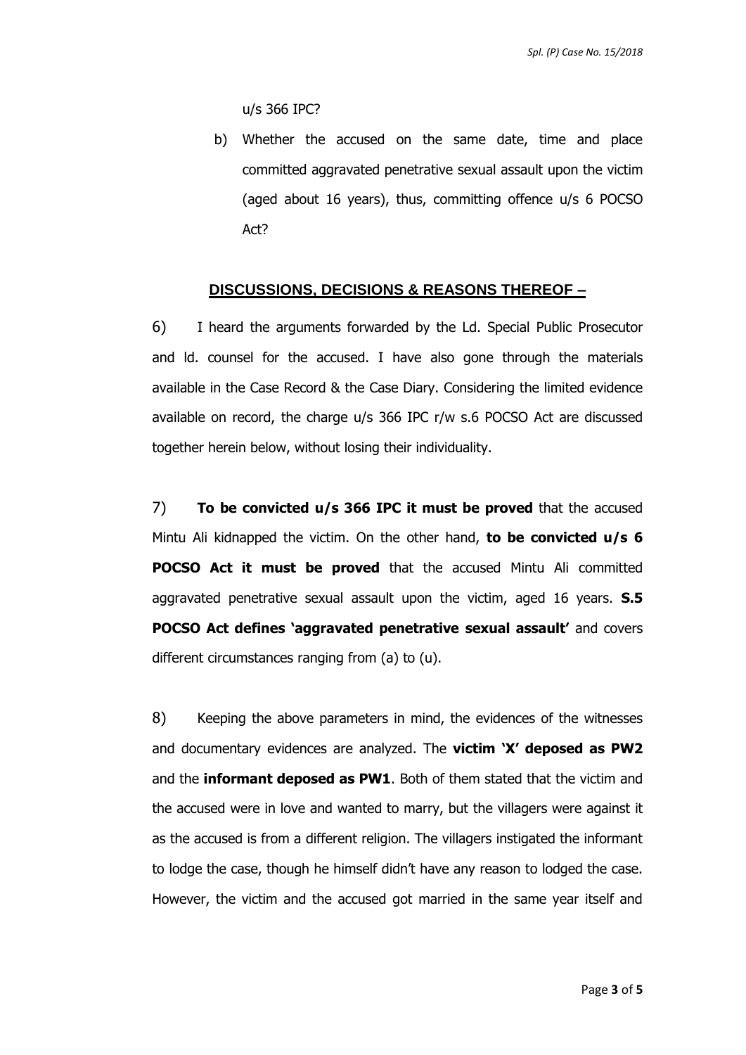u/s 366 IPC?

b) Whether the accused on the same date, time and place committed aggravated penetrative sexual assault upon the victim (aged about 16 years), thus, committing offence u/s 6 POCSO Act?

## DISCUSSIONS, DECISIONS & REASONS THEREOF –

6) I heard the arguments forwarded by the Ld. Special Public Prosecutor and ld. counsel for the accused. I have also gone through the materials available in the Case Record & the Case Diary. Considering the limited evidence available on record, the charge u/s 366 IPC r/w s.6 POCSO Act are discussed together herein below, without losing their individuality.

7) **To be convicted u/s 366 IPC it must be proved** that the accused Mintu Ali kidnapped the victim. On the other hand, **to be convicted u/s 6 POCSO Act it must be proved** that the accused Mintu Ali committed aggravated penetrative sexual assault upon the victim, aged 16 years. **S.5 POCSO Act defines 'aggravated penetrative sexual assault'** and covers different circumstances ranging from (a) to (u).

8) Keeping the above parameters in mind, the evidences of the witnesses and documentary evidences are analyzed. The **victim 'X' deposed as PW2** and the **informant deposed as PW1**. Both of them stated that the victim and the accused were in love and wanted to marry, but the villagers were against it as the accused is from a different religion. The villagers instigated the informant to lodge the case, though he himself didn't have any reason to lodged the case. However, the victim and the accused got married in the same year itself and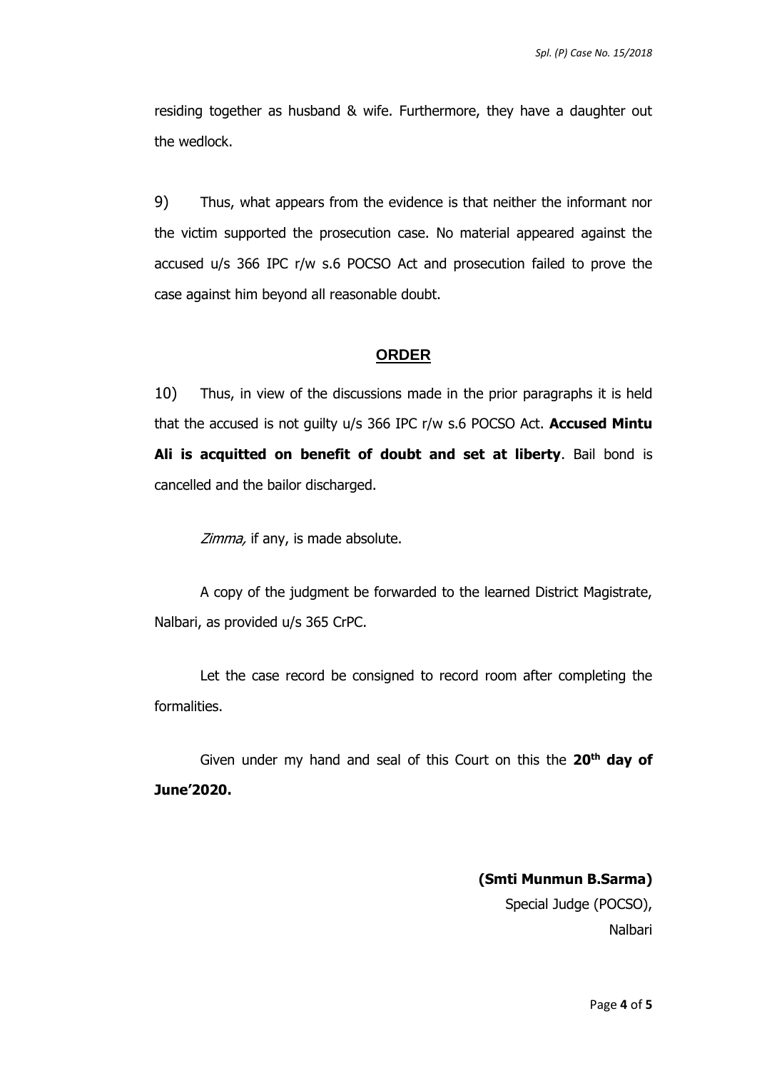residing together as husband & wife. Furthermore, they have a daughter out the wedlock.

9) Thus, what appears from the evidence is that neither the informant nor the victim supported the prosecution case. No material appeared against the accused u/s 366 IPC r/w s.6 POCSO Act and prosecution failed to prove the case against him beyond all reasonable doubt.

## ORDER

10) Thus, in view of the discussions made in the prior paragraphs it is held that the accused is not guilty u/s 366 IPC r/w s.6 POCSO Act. **Accused Mintu Ali is acquitted on benefit of doubt and set at liberty**. Bail bond is cancelled and the bailor discharged.

*Zimma,* if any, is made absolute.

A copy of the judgment be forwarded to the learned District Magistrate, Nalbari, as provided u/s 365 CrPC.

Let the case record be consigned to record room after completing the formalities.

Given under my hand and seal of this Court on this the **20th day of June'2020.**

**(Smti Munmun B.Sarma)**
Special Judge (POCSO),
Nalbari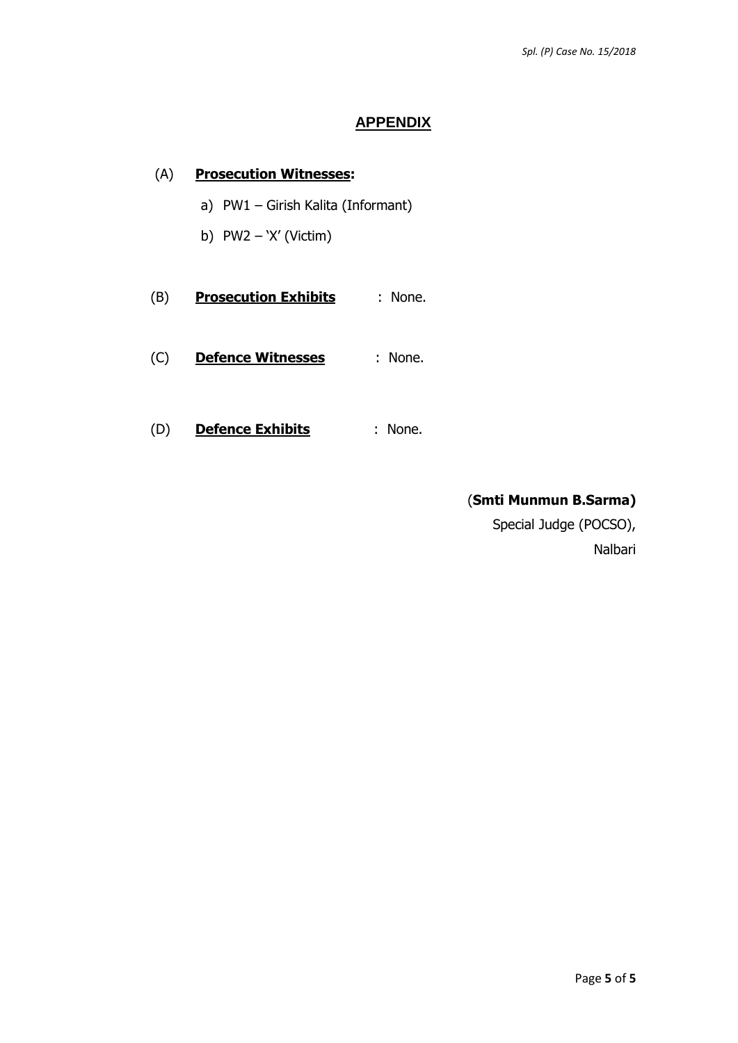## APPENDIX

(A) **Prosecution Witnesses:**

a) PW1 – Girish Kalita (Informant)

b) PW2 – 'X' (Victim)

(B) **Prosecution Exhibits** : None.

(C) **Defence Witnesses** : None.

(D) **Defence Exhibits** : None.

(**Smti Munmun B.Sarma)**
Special Judge (POCSO),
Nalbari